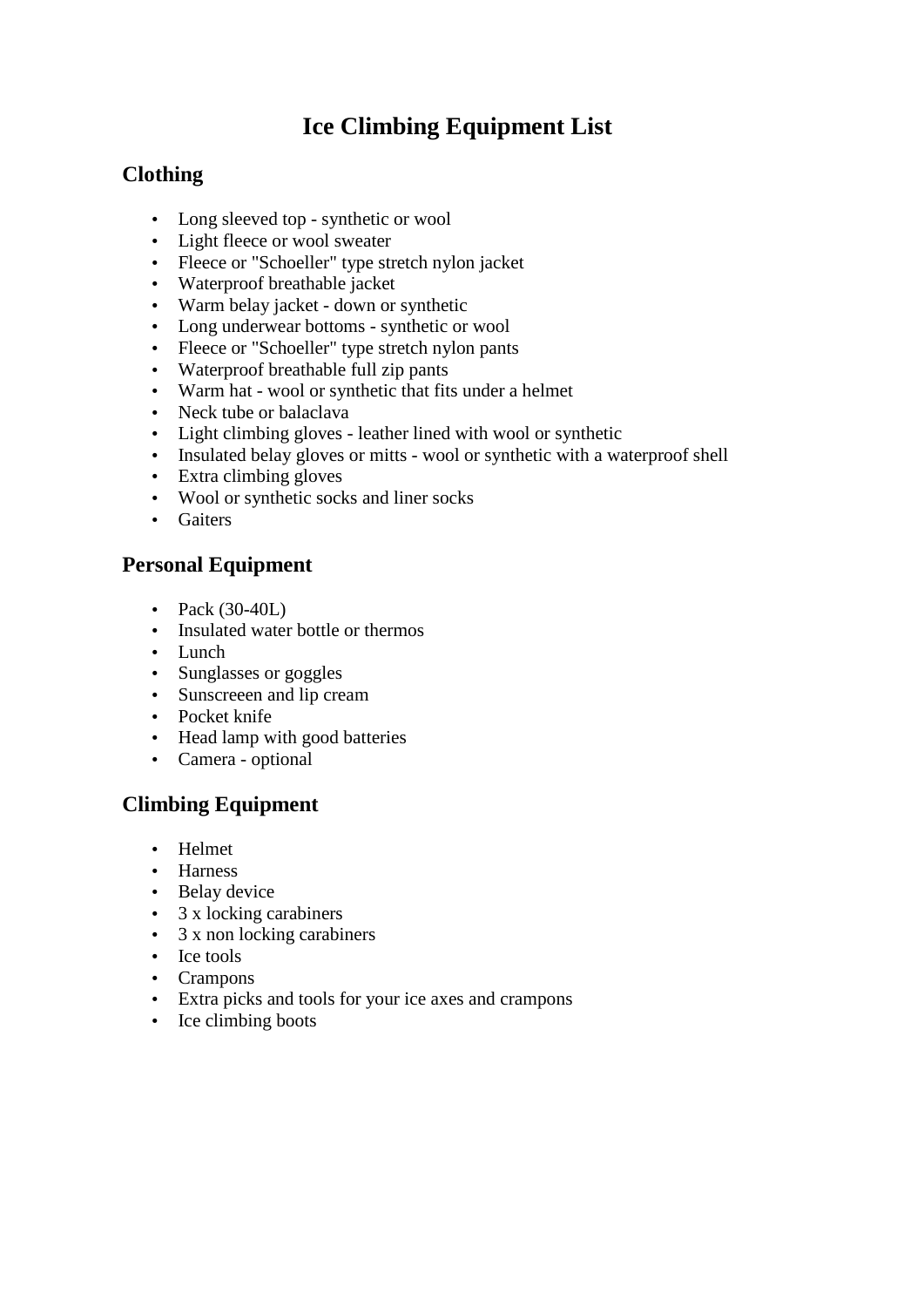# Ice Climbing Equipment List

## Clothing

- Long sleeved top - synthetic or wool
- Light fleece or wool sweater
- Fleece or "Schoeller" type stretch nylon jacket
- Waterproof breathable jacket
- Warm belay jacket - down or synthetic
- Long underwear bottoms - synthetic or wool
- Fleece or "Schoeller" type stretch nylon pants
- Waterproof breathable full zip pants
- Warm hat - wool or synthetic that fits under a helmet
- Neck tube or balaclava
- Light climbing gloves - leather lined with wool or synthetic
- Insulated belay gloves or mitts - wool or synthetic with a waterproof shell
- Extra climbing gloves
- Wool or synthetic socks and liner socks
- Gaiters

## Personal Equipment

- Pack (30-40L)
- Insulated water bottle or thermos
- Lunch
- Sunglasses or goggles
- Sunscreeen and lip cream
- Pocket knife
- Head lamp with good batteries
- Camera - optional

## Climbing Equipment

- Helmet
- Harness
- Belay device
- 3 x locking carabiners
- 3 x non locking carabiners
- Ice tools
- Crampons
- Extra picks and tools for your ice axes and crampons
- Ice climbing boots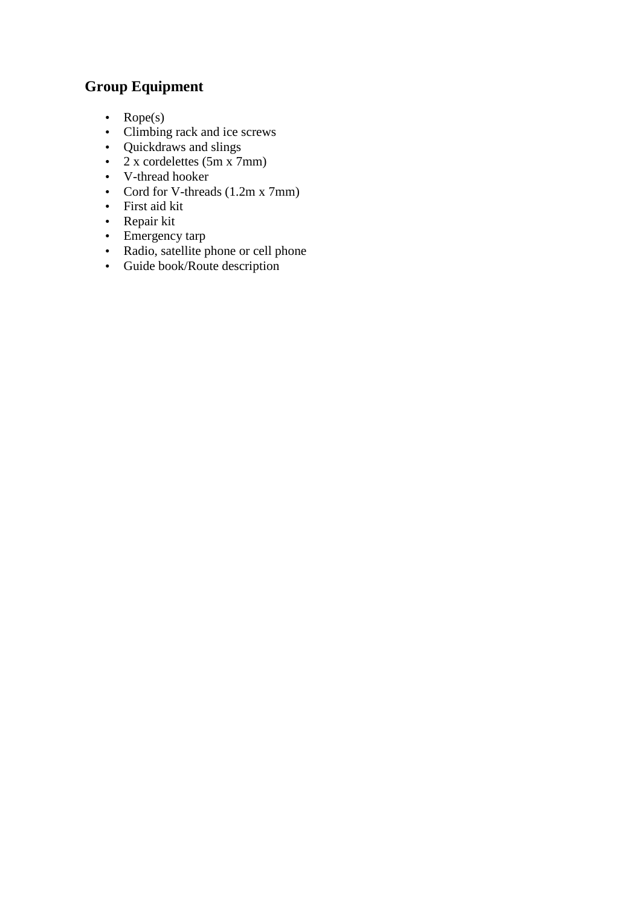## Group Equipment

- Rope(s)
- Climbing rack and ice screws
- Quickdraws and slings
- 2 x cordelettes (5m x 7mm)
- V-thread hooker
- Cord for V-threads (1.2m x 7mm)
- First aid kit
- Repair kit
- Emergency tarp
- Radio, satellite phone or cell phone
- Guide book/Route description